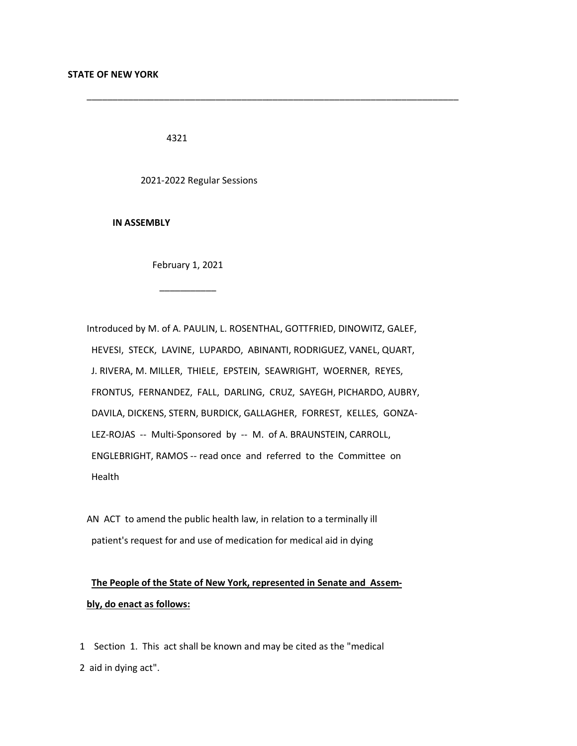**STATE OF NEW YORK**

---

4321

2021-2022 Regular Sessions

**IN ASSEMBLY**

February 1, 2021

---

Introduced by M. of A. PAULIN, L. ROSENTHAL, GOTTFRIED, DINOWITZ, GALEF, HEVESI, STECK, LAVINE, LUPARDO, ABINANTI, RODRIGUEZ, VANEL, QUART, J. RIVERA, M. MILLER, THIELE, EPSTEIN, SEAWRIGHT, WOERNER, REYES, FRONTUS, FERNANDEZ, FALL, DARLING, CRUZ, SAYEGH, PICHARDO, AUBRY, DAVILA, DICKENS, STERN, BURDICK, GALLAGHER, FORREST, KELLES, GONZA-LEZ-ROJAS -- Multi-Sponsored by -- M. of A. BRAUNSTEIN, CARROLL, ENGLEBRIGHT, RAMOS -- read once and referred to the Committee on Health

AN ACT to amend the public health law, in relation to a terminally ill patient's request for and use of medication for medical aid in dying

**The People of the State of New York, represented in Senate and Assembly, do enact as follows:**

1 Section 1. This act shall be known and may be cited as the "medical
2 aid in dying act".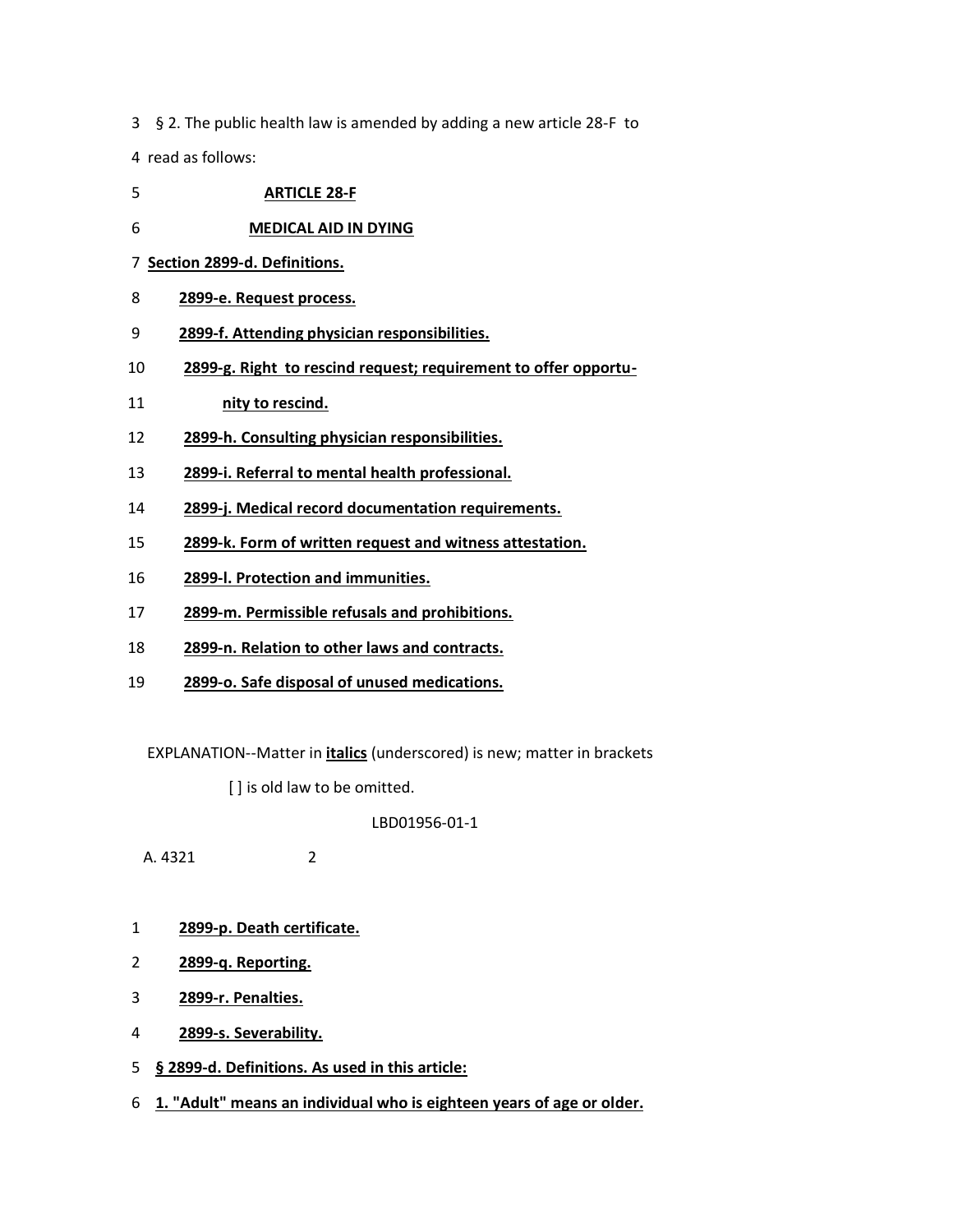3 § 2. The public health law is amended by adding a new article 28-F to

4 read as follows:

5 **ARTICLE 28-F**

6 **MEDICAL AID IN DYING**

7 **Section 2899-d. Definitions.**

8 **2899-e. Request process.**

9 **2899-f. Attending physician responsibilities.**

10 **2899-g. Right to rescind request; requirement to offer opportu-**

11 **nity to rescind.**

12 **2899-h. Consulting physician responsibilities.**

13 **2899-i. Referral to mental health professional.**

14 **2899-j. Medical record documentation requirements.**

15 **2899-k. Form of written request and witness attestation.**

16 **2899-l. Protection and immunities.**

17 **2899-m. Permissible refusals and prohibitions.**

18 **2899-n. Relation to other laws and contracts.**

19 **2899-o. Safe disposal of unused medications.**

EXPLANATION--Matter in **italics** (underscored) is new; matter in brackets [ ] is old law to be omitted.

LBD01956-01-1

A. 4321 2

1 **2899-p. Death certificate.**

2 **2899-q. Reporting.**

3 **2899-r. Penalties.**

4 **2899-s. Severability.**

5 **§ 2899-d. Definitions. As used in this article:**

6 **1. "Adult" means an individual who is eighteen years of age or older.**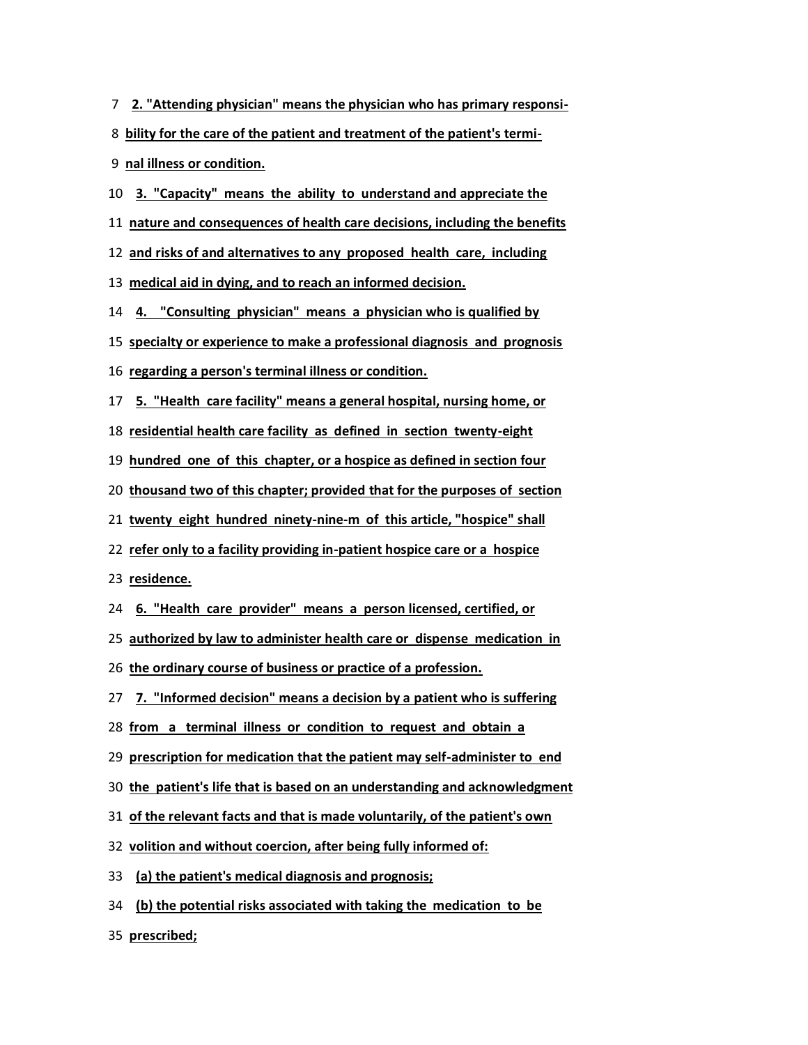2. "Attending physician" means the physician who has primary responsibility for the care of the patient and treatment of the patient's terminal illness or condition.

3. "Capacity" means the ability to understand and appreciate the nature and consequences of health care decisions, including the benefits and risks of and alternatives to any proposed health care, including medical aid in dying, and to reach an informed decision.

4. "Consulting physician" means a physician who is qualified by specialty or experience to make a professional diagnosis and prognosis regarding a person's terminal illness or condition.

5. "Health care facility" means a general hospital, nursing home, or residential health care facility as defined in section twenty-eight hundred one of this chapter, or a hospice as defined in section four thousand two of this chapter; provided that for the purposes of section twenty eight hundred ninety-nine-m of this article, "hospice" shall refer only to a facility providing in-patient hospice care or a hospice residence.

6. "Health care provider" means a person licensed, certified, or authorized by law to administer health care or dispense medication in the ordinary course of business or practice of a profession.

7. "Informed decision" means a decision by a patient who is suffering from a terminal illness or condition to request and obtain a prescription for medication that the patient may self-administer to end the patient's life that is based on an understanding and acknowledgment of the relevant facts and that is made voluntarily, of the patient's own volition and without coercion, after being fully informed of:

(a) the patient's medical diagnosis and prognosis;

(b) the potential risks associated with taking the medication to be prescribed;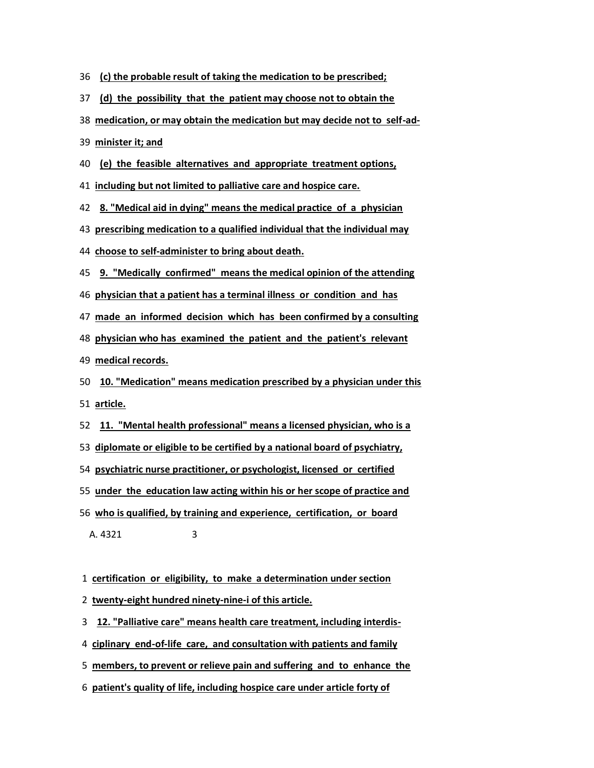(c) the probable result of taking the medication to be prescribed;

(d) the possibility that the patient may choose not to obtain the medication, or may obtain the medication but may decide not to self-administer it; and

(e) the feasible alternatives and appropriate treatment options, including but not limited to palliative care and hospice care.

8. "Medical aid in dying" means the medical practice of a physician prescribing medication to a qualified individual that the individual may choose to self-administer to bring about death.

9. "Medically confirmed" means the medical opinion of the attending physician that a patient has a terminal illness or condition and has made an informed decision which has been confirmed by a consulting physician who has examined the patient and the patient's relevant medical records.

10. "Medication" means medication prescribed by a physician under this article.

11. "Mental health professional" means a licensed physician, who is a diplomate or eligible to be certified by a national board of psychiatry, psychiatric nurse practitioner, or psychologist, licensed or certified under the education law acting within his or her scope of practice and who is qualified, by training and experience, certification, or board certification or eligibility, to make a determination under section twenty-eight hundred ninety-nine-i of this article.

12. "Palliative care" means health care treatment, including interdisciplinary end-of-life care, and consultation with patients and family members, to prevent or relieve pain and suffering and to enhance the patient's quality of life, including hospice care under article forty of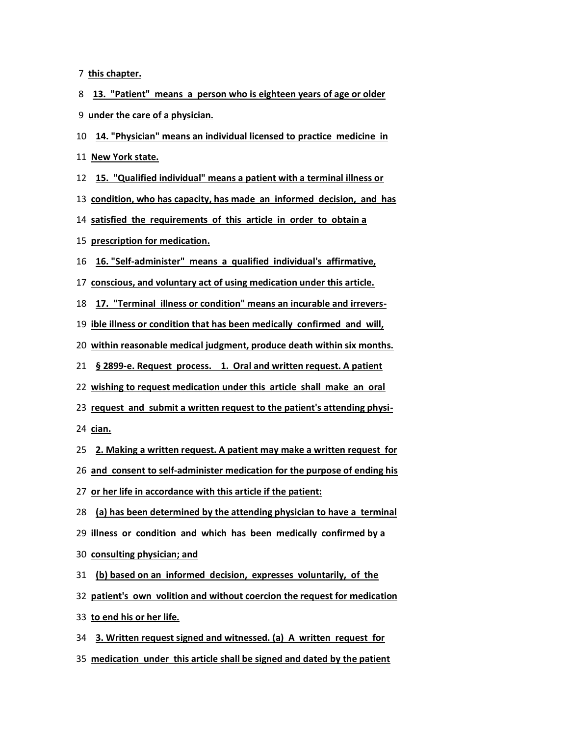7 **this chapter.**

8 **13. "Patient" means a person who is eighteen years of age or older**

9 **under the care of a physician.**

10 **14. "Physician" means an individual licensed to practice medicine in**

11 **New York state.**

12 **15. "Qualified individual" means a patient with a terminal illness or**

13 **condition, who has capacity, has made an informed decision, and has**

14 **satisfied the requirements of this article in order to obtain a**

15 **prescription for medication.**

16 **16. "Self-administer" means a qualified individual's affirmative,**

17 **conscious, and voluntary act of using medication under this article.**

18 **17. "Terminal illness or condition" means an incurable and irrevers-**

19 **ible illness or condition that has been medically confirmed and will,**

20 **within reasonable medical judgment, produce death within six months.**

21 **§ 2899-e. Request process. 1. Oral and written request. A patient**

22 **wishing to request medication under this article shall make an oral**

23 **request and submit a written request to the patient's attending physi-**

24 **cian.**

25 **2. Making a written request. A patient may make a written request for**

26 **and consent to self-administer medication for the purpose of ending his**

27 **or her life in accordance with this article if the patient:**

28 **(a) has been determined by the attending physician to have a terminal**

29 **illness or condition and which has been medically confirmed by a**

30 **consulting physician; and**

31 **(b) based on an informed decision, expresses voluntarily, of the**

32 **patient's own volition and without coercion the request for medication**

33 **to end his or her life.**

34 **3. Written request signed and witnessed. (a) A written request for**

35 **medication under this article shall be signed and dated by the patient**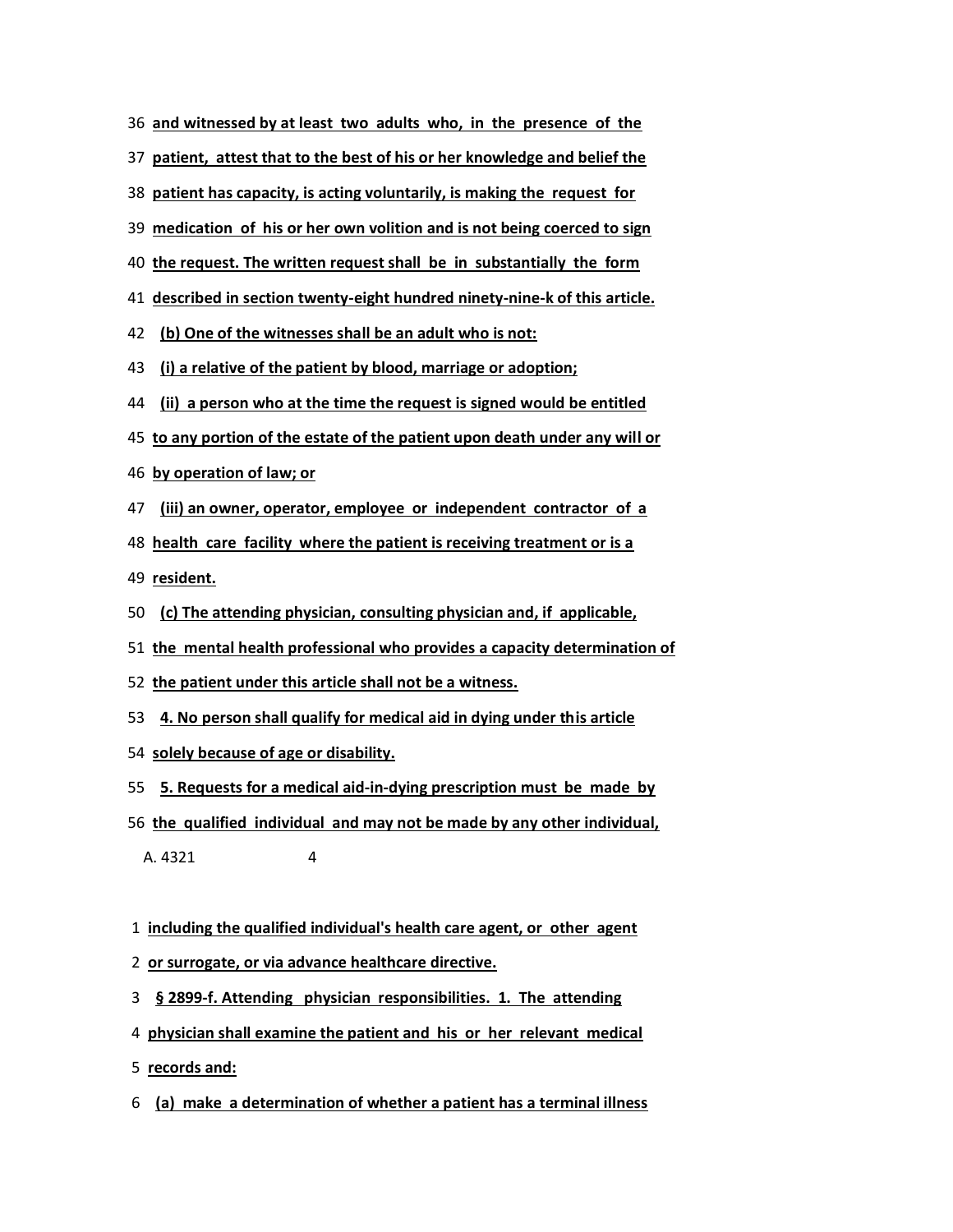36 **and witnessed by at least two adults who, in the presence of the**

37 **patient, attest that to the best of his or her knowledge and belief the**

38 **patient has capacity, is acting voluntarily, is making the request for**

39 **medication of his or her own volition and is not being coerced to sign**

40 **the request. The written request shall be in substantially the form**

41 **described in section twenty-eight hundred ninety-nine-k of this article.**

42 **(b) One of the witnesses shall be an adult who is not:**

43 **(i) a relative of the patient by blood, marriage or adoption;**

44 **(ii) a person who at the time the request is signed would be entitled**

45 **to any portion of the estate of the patient upon death under any will or**

46 **by operation of law; or**

47 **(iii) an owner, operator, employee or independent contractor of a**

48 **health care facility where the patient is receiving treatment or is a**

49 **resident.**

50 **(c) The attending physician, consulting physician and, if applicable,**

51 **the mental health professional who provides a capacity determination of**

52 **the patient under this article shall not be a witness.**

53 **4. No person shall qualify for medical aid in dying under this article**

54 **solely because of age or disability.**

55 **5. Requests for a medical aid-in-dying prescription must be made by**

56 **the qualified individual and may not be made by any other individual,**

1 **including the qualified individual's health care agent, or other agent**

2 **or surrogate, or via advance healthcare directive.**

3 **§ 2899-f. Attending physician responsibilities. 1. The attending**

4 **physician shall examine the patient and his or her relevant medical**

5 **records and:**

6 **(a) make a determination of whether a patient has a terminal illness**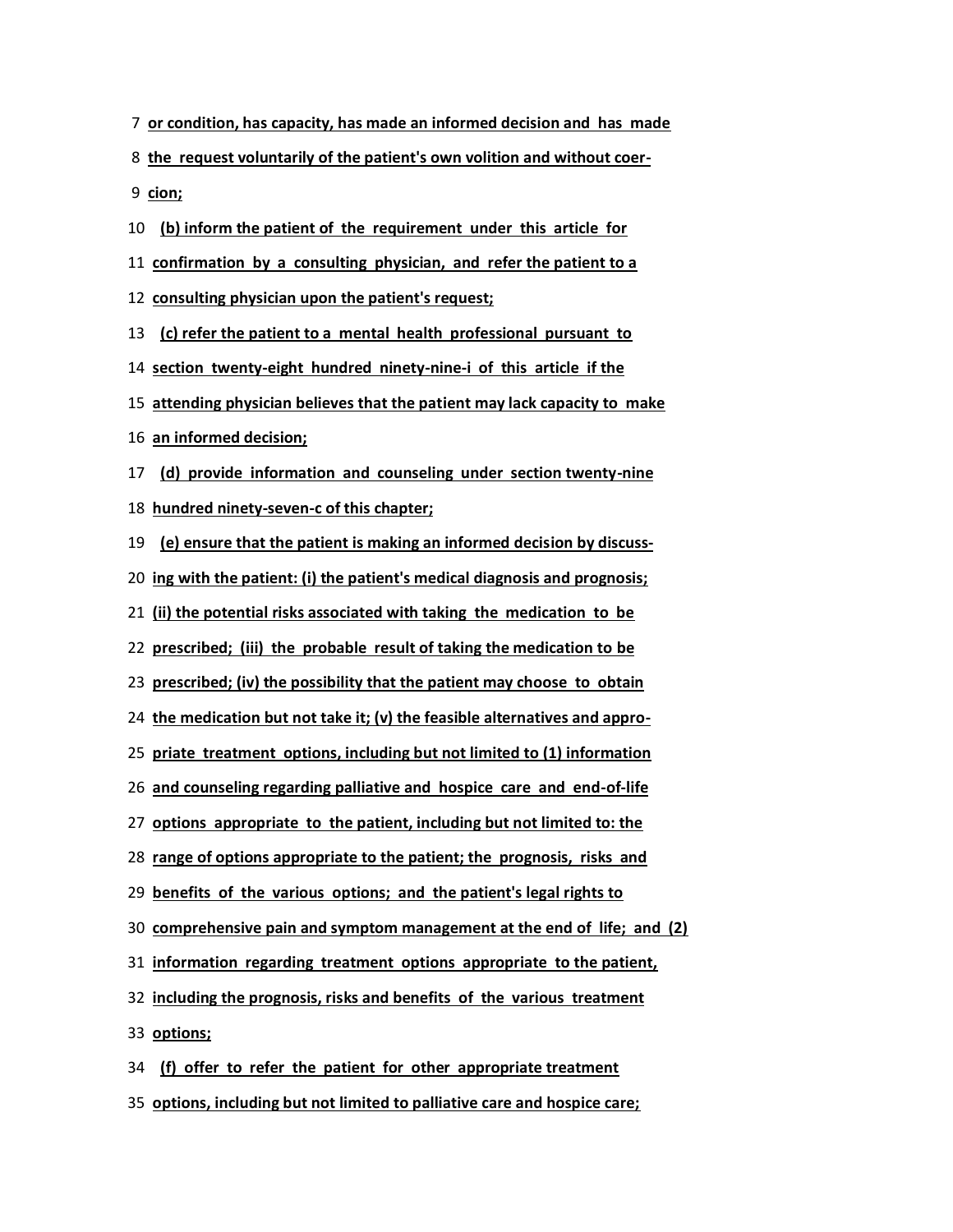7 **or condition, has capacity, has made an informed decision and has made**

8 **the request voluntarily of the patient's own volition and without coer-**

9 **cion;**

10 **(b) inform the patient of the requirement under this article for**

11 **confirmation by a consulting physician, and refer the patient to a**

12 **consulting physician upon the patient's request;**

13 **(c) refer the patient to a mental health professional pursuant to**

14 **section twenty-eight hundred ninety-nine-i of this article if the**

15 **attending physician believes that the patient may lack capacity to make**

16 **an informed decision;**

17 **(d) provide information and counseling under section twenty-nine**

18 **hundred ninety-seven-c of this chapter;**

19 **(e) ensure that the patient is making an informed decision by discuss-**

20 **ing with the patient: (i) the patient's medical diagnosis and prognosis;**

21 **(ii) the potential risks associated with taking the medication to be**

22 **prescribed; (iii) the probable result of taking the medication to be**

23 **prescribed; (iv) the possibility that the patient may choose to obtain**

24 **the medication but not take it; (v) the feasible alternatives and appro-**

25 **priate treatment options, including but not limited to (1) information**

26 **and counseling regarding palliative and hospice care and end-of-life**

27 **options appropriate to the patient, including but not limited to: the**

28 **range of options appropriate to the patient; the prognosis, risks and**

29 **benefits of the various options; and the patient's legal rights to**

30 **comprehensive pain and symptom management at the end of life; and (2)**

31 **information regarding treatment options appropriate to the patient,**

32 **including the prognosis, risks and benefits of the various treatment**

33 **options;**

34 **(f) offer to refer the patient for other appropriate treatment**

35 **options, including but not limited to palliative care and hospice care;**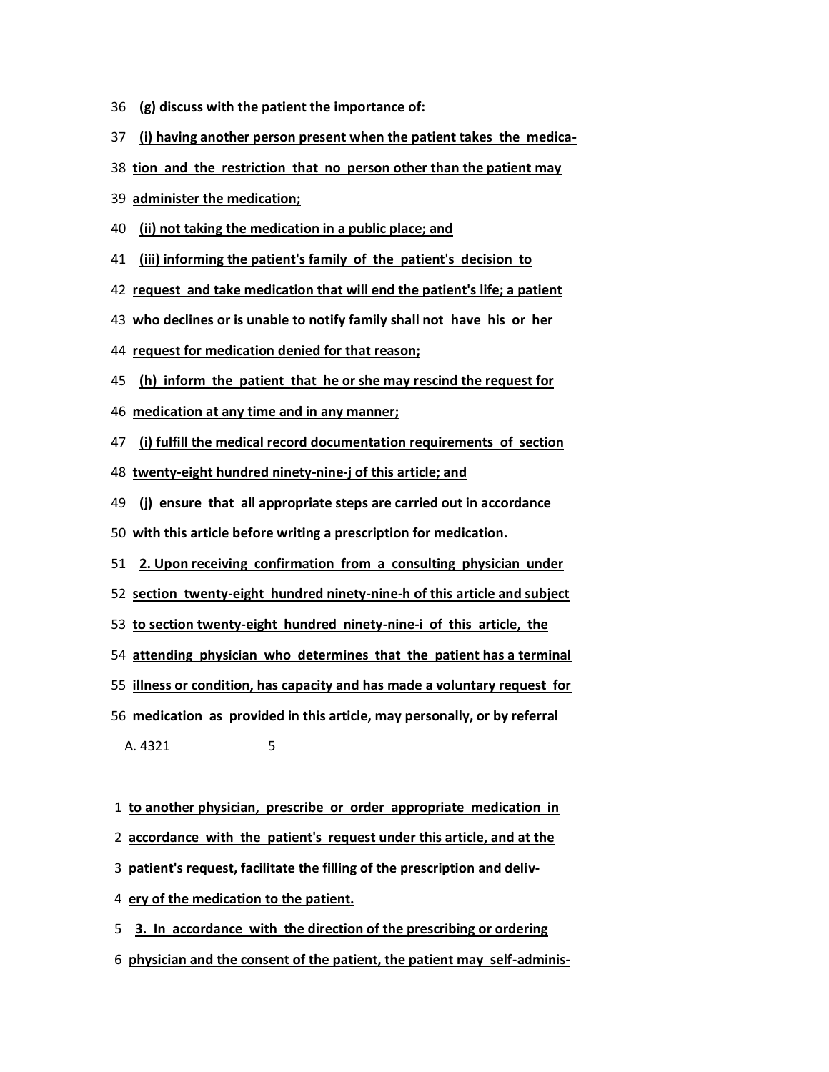36 (g) discuss with the patient the importance of:

37 (i) having another person present when the patient takes the medica-

38 tion and the restriction that no person other than the patient may

39 administer the medication;

40 (ii) not taking the medication in a public place; and

41 (iii) informing the patient's family of the patient's decision to

42 request and take medication that will end the patient's life; a patient

43 who declines or is unable to notify family shall not have his or her

44 request for medication denied for that reason;

45 (h) inform the patient that he or she may rescind the request for

46 medication at any time and in any manner;

47 (i) fulfill the medical record documentation requirements of section

48 twenty-eight hundred ninety-nine-j of this article; and

49 (j) ensure that all appropriate steps are carried out in accordance

50 with this article before writing a prescription for medication.

51 2. Upon receiving confirmation from a consulting physician under

52 section twenty-eight hundred ninety-nine-h of this article and subject

53 to section twenty-eight hundred ninety-nine-i of this article, the

54 attending physician who determines that the patient has a terminal

55 illness or condition, has capacity and has made a voluntary request for

56 medication as provided in this article, may personally, or by referral

1 to another physician, prescribe or order appropriate medication in

2 accordance with the patient's request under this article, and at the

3 patient's request, facilitate the filling of the prescription and deliv-

4 ery of the medication to the patient.

5 3. In accordance with the direction of the prescribing or ordering

6 physician and the consent of the patient, the patient may self-adminis-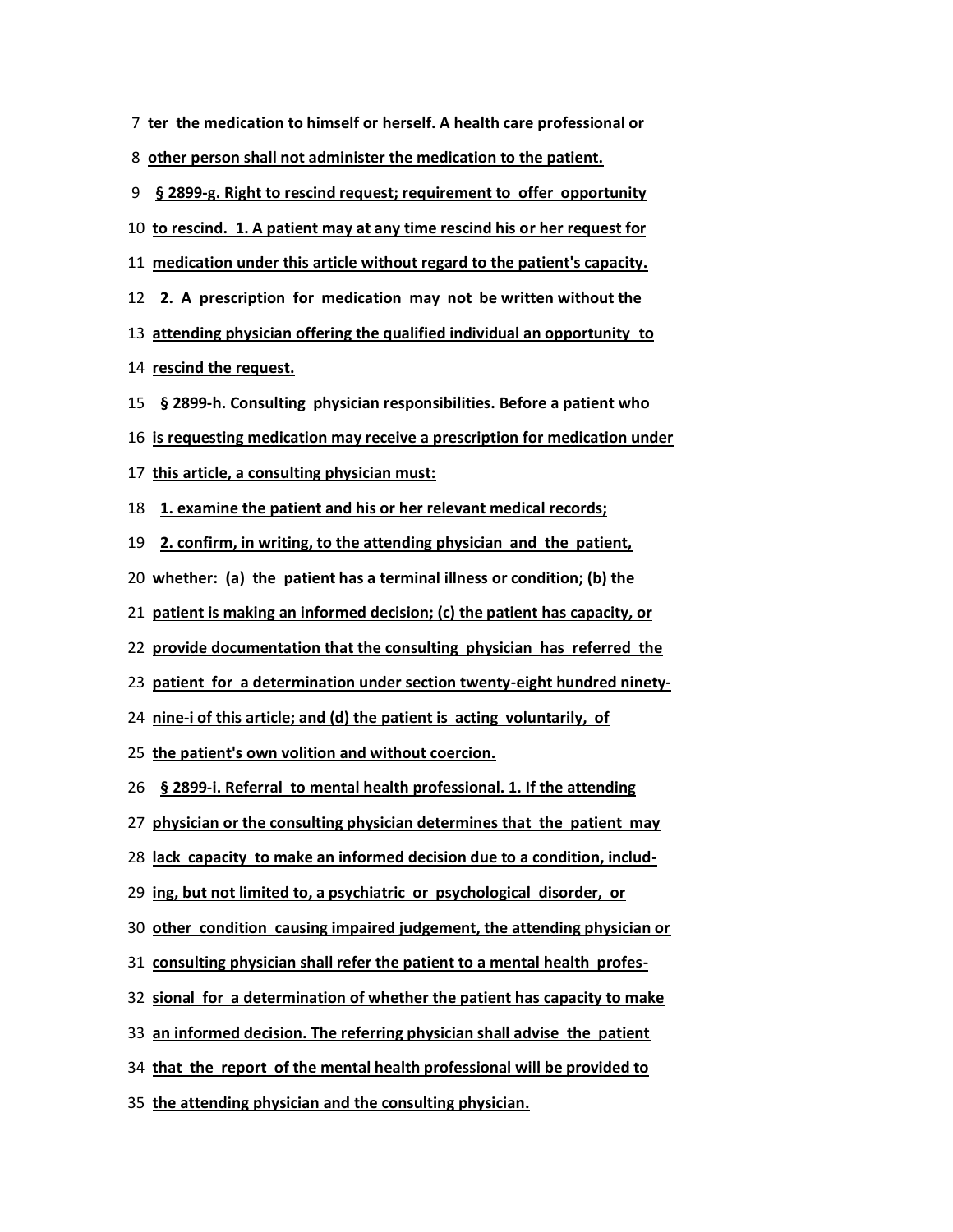7 ter the medication to himself or herself. A health care professional or

8 other person shall not administer the medication to the patient.

9 § 2899-g. Right to rescind request; requirement to offer opportunity

10 to rescind. 1. A patient may at any time rescind his or her request for

11 medication under this article without regard to the patient's capacity.

12 2. A prescription for medication may not be written without the

13 attending physician offering the qualified individual an opportunity to

14 rescind the request.

15 § 2899-h. Consulting physician responsibilities. Before a patient who

16 is requesting medication may receive a prescription for medication under

17 this article, a consulting physician must:

18 1. examine the patient and his or her relevant medical records;

19 2. confirm, in writing, to the attending physician and the patient,

20 whether: (a) the patient has a terminal illness or condition; (b) the

21 patient is making an informed decision; (c) the patient has capacity, or

22 provide documentation that the consulting physician has referred the

23 patient for a determination under section twenty-eight hundred ninety-

24 nine-i of this article; and (d) the patient is acting voluntarily, of

25 the patient's own volition and without coercion.

26 § 2899-i. Referral to mental health professional. 1. If the attending

27 physician or the consulting physician determines that the patient may

28 lack capacity to make an informed decision due to a condition, includ-

29 ing, but not limited to, a psychiatric or psychological disorder, or

30 other condition causing impaired judgement, the attending physician or

31 consulting physician shall refer the patient to a mental health profes-

32 sional for a determination of whether the patient has capacity to make

33 an informed decision. The referring physician shall advise the patient

34 that the report of the mental health professional will be provided to

35 the attending physician and the consulting physician.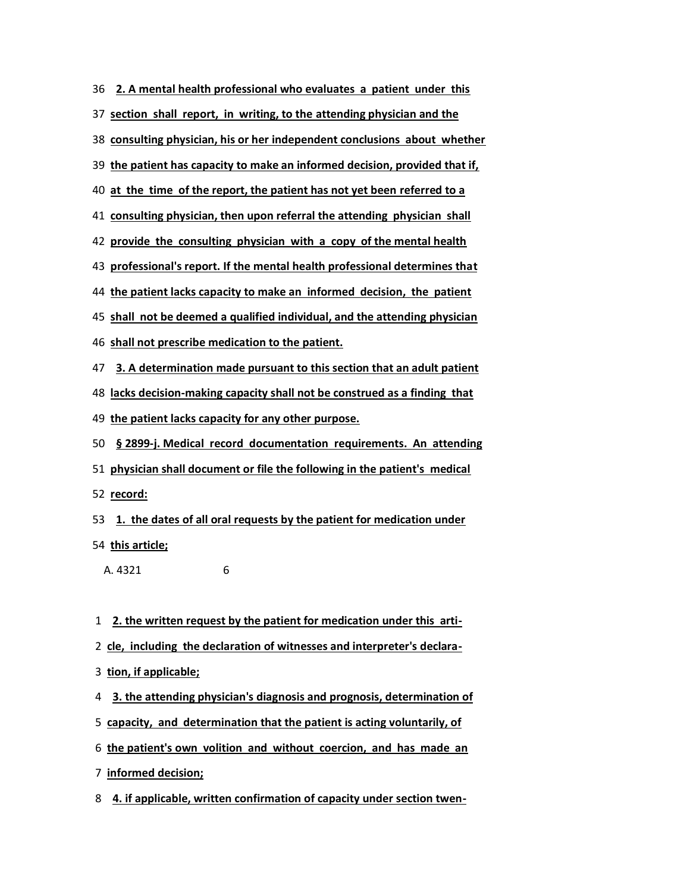36 **2. A mental health professional who evaluates a patient under this**

37 **section shall report, in writing, to the attending physician and the**

38 **consulting physician, his or her independent conclusions about whether**

39 **the patient has capacity to make an informed decision, provided that if,**

40 **at the time of the report, the patient has not yet been referred to a**

41 **consulting physician, then upon referral the attending physician shall**

42 **provide the consulting physician with a copy of the mental health**

43 **professional's report. If the mental health professional determines that**

44 **the patient lacks capacity to make an informed decision, the patient**

45 **shall not be deemed a qualified individual, and the attending physician**

46 **shall not prescribe medication to the patient.**

47 **3. A determination made pursuant to this section that an adult patient**

48 **lacks decision-making capacity shall not be construed as a finding that**

49 **the patient lacks capacity for any other purpose.**

50 **§ 2899-j. Medical record documentation requirements. An attending**

51 **physician shall document or file the following in the patient's medical**

52 **record:**

53 **1. the dates of all oral requests by the patient for medication under**

54 **this article;**

A. 4321 6

1 **2. the written request by the patient for medication under this arti-**

2 **cle, including the declaration of witnesses and interpreter's declara-**

3 **tion, if applicable;**

4 **3. the attending physician's diagnosis and prognosis, determination of**

5 **capacity, and determination that the patient is acting voluntarily, of**

6 **the patient's own volition and without coercion, and has made an**

7 **informed decision;**

8 **4. if applicable, written confirmation of capacity under section twen-**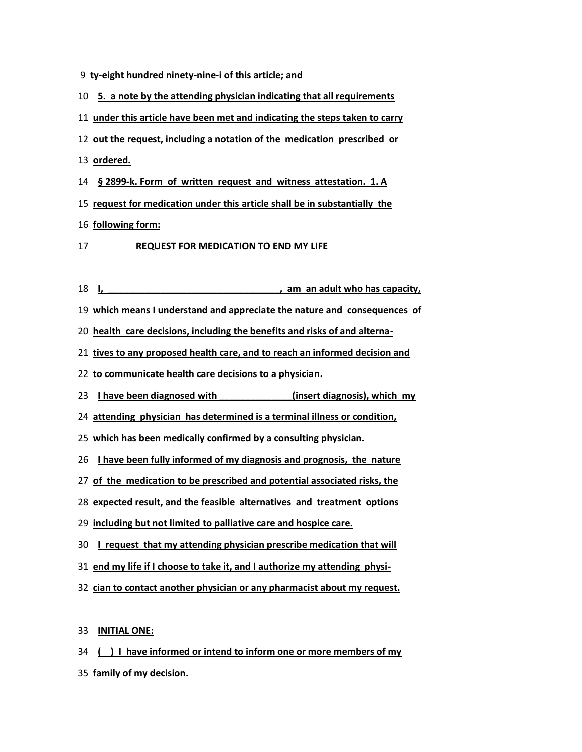9 ty-eight hundred ninety-nine-i of this article; and

10 5. a note by the attending physician indicating that all requirements

11 under this article have been met and indicating the steps taken to carry

12 out the request, including a notation of the medication prescribed or

13 ordered.

14 § 2899-k. Form of written request and witness attestation. 1. A

15 request for medication under this article shall be in substantially the

16 following form:

17 REQUEST FOR MEDICATION TO END MY LIFE

18 I, ___________________________________, am an adult who has capacity,

19 which means I understand and appreciate the nature and consequences of

20 health care decisions, including the benefits and risks of and alterna-

21 tives to any proposed health care, and to reach an informed decision and

22 to communicate health care decisions to a physician.

23 I have been diagnosed with ______________(insert diagnosis), which my

24 attending physician has determined is a terminal illness or condition,

25 which has been medically confirmed by a consulting physician.

26 I have been fully informed of my diagnosis and prognosis, the nature

27 of the medication to be prescribed and potential associated risks, the

28 expected result, and the feasible alternatives and treatment options

29 including but not limited to palliative care and hospice care.

30 I request that my attending physician prescribe medication that will

31 end my life if I choose to take it, and I authorize my attending physi-

32 cian to contact another physician or any pharmacist about my request.

33 INITIAL ONE:

34 (   ) I have informed or intend to inform one or more members of my

35 family of my decision.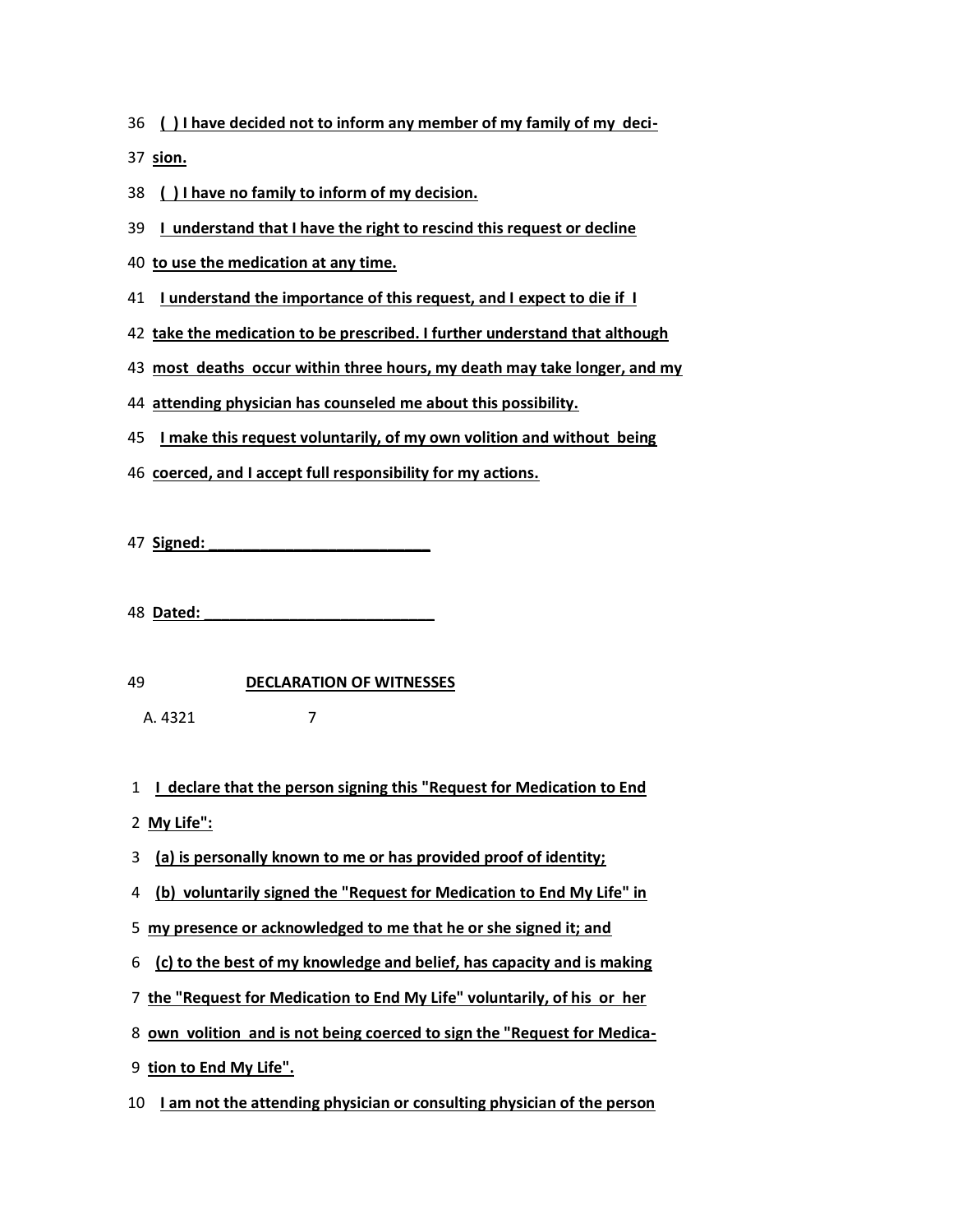36 ( ) I have decided not to inform any member of my family of my deci-

37 sion.

38 ( ) I have no family to inform of my decision.

39 I understand that I have the right to rescind this request or decline

40 to use the medication at any time.

41 I understand the importance of this request, and I expect to die if I

42 take the medication to be prescribed. I further understand that although

43 most deaths occur within three hours, my death may take longer, and my

44 attending physician has counseled me about this possibility.

45 I make this request voluntarily, of my own volition and without being

46 coerced, and I accept full responsibility for my actions.

47 Signed: ___________________________

48 Dated: ____________________________

49 **DECLARATION OF WITNESSES**

A. 4321 7

1 I declare that the person signing this "Request for Medication to End

2 My Life":

3 (a) is personally known to me or has provided proof of identity;

4 (b) voluntarily signed the "Request for Medication to End My Life" in

5 my presence or acknowledged to me that he or she signed it; and

6 (c) to the best of my knowledge and belief, has capacity and is making

7 the "Request for Medication to End My Life" voluntarily, of his or her

8 own volition and is not being coerced to sign the "Request for Medica-

9 tion to End My Life".

10 I am not the attending physician or consulting physician of the person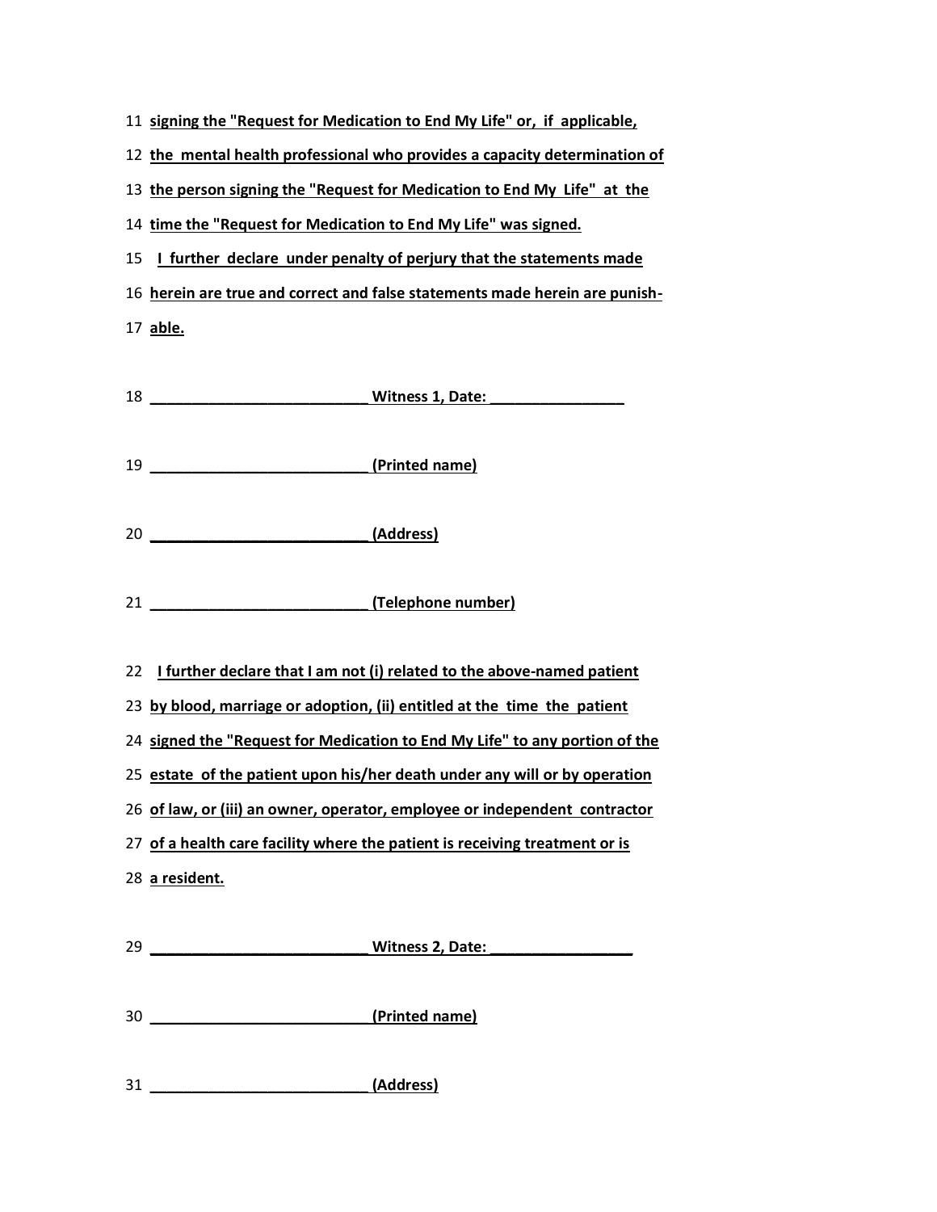11 signing the "Request for Medication to End My Life" or, if applicable,

12 the mental health professional who provides a capacity determination of

13 the person signing the "Request for Medication to End My Life" at the

14 time the "Request for Medication to End My Life" was signed.

15 I further declare under penalty of perjury that the statements made

16 herein are true and correct and false statements made herein are punish-

17 able.

18 __________________________ Witness 1, Date: ________________

19 __________________________ (Printed name)

20 __________________________ (Address)

21 __________________________ (Telephone number)

22 I further declare that I am not (i) related to the above-named patient

23 by blood, marriage or adoption, (ii) entitled at the time the patient

24 signed the "Request for Medication to End My Life" to any portion of the

25 estate of the patient upon his/her death under any will or by operation

26 of law, or (iii) an owner, operator, employee or independent contractor

27 of a health care facility where the patient is receiving treatment or is

28 a resident.

29 __________________________ Witness 2, Date: _________________

30 __________________________ (Printed name)

31 __________________________ (Address)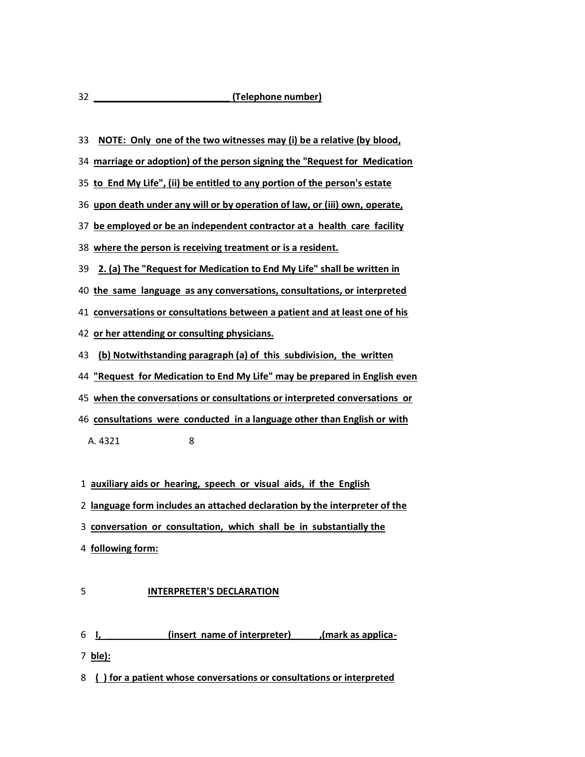32 ___________________________ (Telephone number)

33 NOTE: Only one of the two witnesses may (i) be a relative (by blood,

34 marriage or adoption) of the person signing the "Request for Medication

35 to End My Life", (ii) be entitled to any portion of the person's estate

36 upon death under any will or by operation of law, or (iii) own, operate,

37 be employed or be an independent contractor at a health care facility

38 where the person is receiving treatment or is a resident.

39 2. (a) The "Request for Medication to End My Life" shall be written in

40 the same language as any conversations, consultations, or interpreted

41 conversations or consultations between a patient and at least one of his

42 or her attending or consulting physicians.

43 (b) Notwithstanding paragraph (a) of this subdivision, the written

44 "Request for Medication to End My Life" may be prepared in English even

45 when the conversations or consultations or interpreted conversations or

46 consultations were conducted in a language other than English or with

A. 4321 8

1 auxiliary aids or hearing, speech or visual aids, if the English

2 language form includes an attached declaration by the interpreter of the

3 conversation or consultation, which shall be in substantially the

4 following form:

5 INTERPRETER'S DECLARATION

6 I, _____________ (insert name of interpreter) ______,(mark as applica-

7 ble):

8 ( ) for a patient whose conversations or consultations or interpreted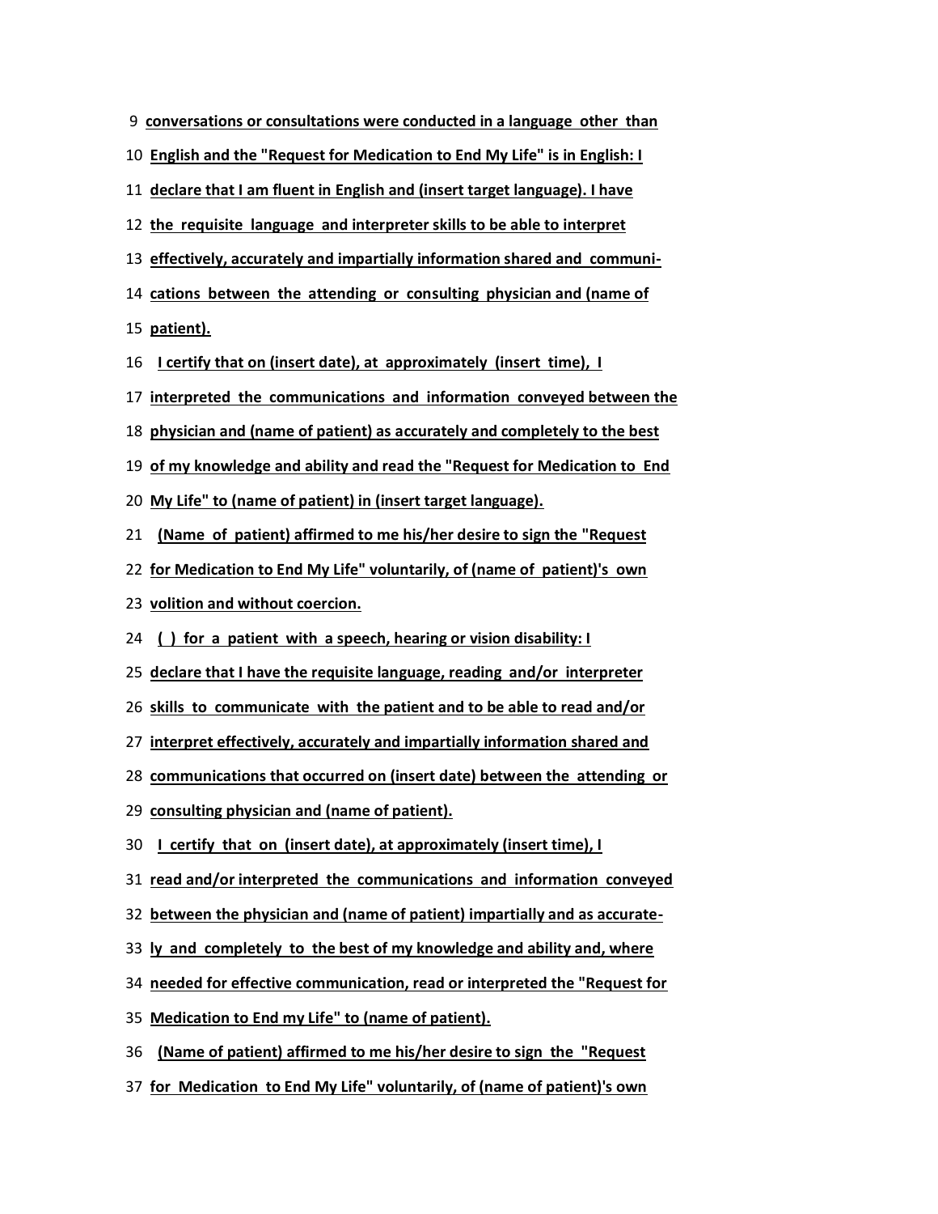9 conversations or consultations were conducted in a language other than

10 English and the "Request for Medication to End My Life" is in English: I

11 declare that I am fluent in English and (insert target language). I have

12 the requisite language and interpreter skills to be able to interpret

13 effectively, accurately and impartially information shared and communi-

14 cations between the attending or consulting physician and (name of

15 patient).

16 I certify that on (insert date), at approximately (insert time), I

17 interpreted the communications and information conveyed between the

18 physician and (name of patient) as accurately and completely to the best

19 of my knowledge and ability and read the "Request for Medication to End

20 My Life" to (name of patient) in (insert target language).

21 (Name of patient) affirmed to me his/her desire to sign the "Request

22 for Medication to End My Life" voluntarily, of (name of patient)'s own

23 volition and without coercion.

24 ( ) for a patient with a speech, hearing or vision disability: I

25 declare that I have the requisite language, reading and/or interpreter

26 skills to communicate with the patient and to be able to read and/or

27 interpret effectively, accurately and impartially information shared and

28 communications that occurred on (insert date) between the attending or

29 consulting physician and (name of patient).

30 I certify that on (insert date), at approximately (insert time), I

31 read and/or interpreted the communications and information conveyed

32 between the physician and (name of patient) impartially and as accurate-

33 ly and completely to the best of my knowledge and ability and, where

34 needed for effective communication, read or interpreted the "Request for

35 Medication to End my Life" to (name of patient).

36 (Name of patient) affirmed to me his/her desire to sign the "Request

37 for Medication to End My Life" voluntarily, of (name of patient)'s own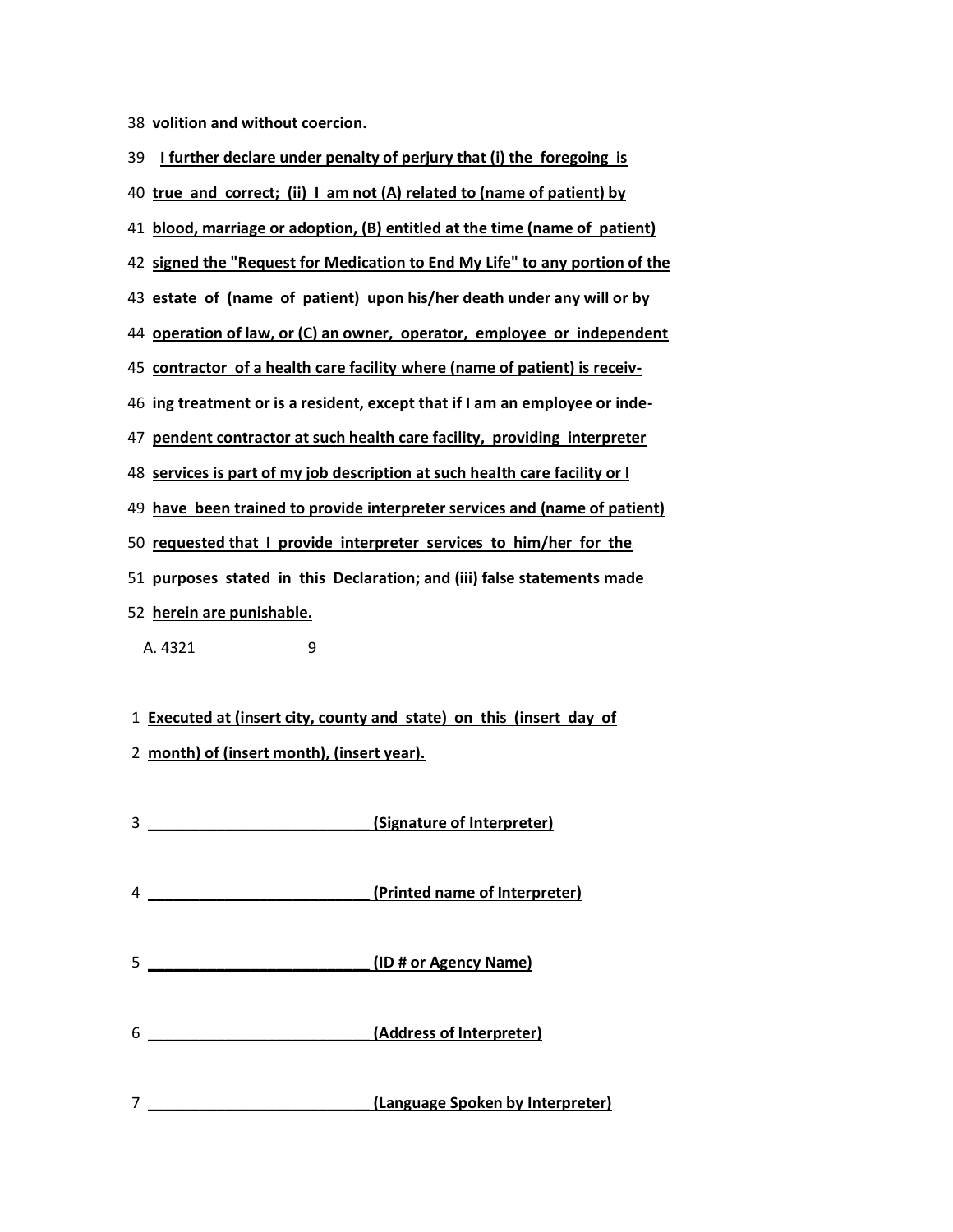38 **volition and without coercion.**

39 **I further declare under penalty of perjury that (i) the foregoing is**

40 **true and correct; (ii) I am not (A) related to (name of patient) by**

41 **blood, marriage or adoption, (B) entitled at the time (name of patient)**

42 **signed the "Request for Medication to End My Life" to any portion of the**

43 **estate of (name of patient) upon his/her death under any will or by**

44 **operation of law, or (C) an owner, operator, employee or independent**

45 **contractor of a health care facility where (name of patient) is receiv-**

46 **ing treatment or is a resident, except that if I am an employee or inde-**

47 **pendent contractor at such health care facility, providing interpreter**

48 **services is part of my job description at such health care facility or I**

49 **have been trained to provide interpreter services and (name of patient)**

50 **requested that I provide interpreter services to him/her for the**

51 **purposes stated in this Declaration; and (iii) false statements made**

52 **herein are punishable.**

A. 4321 9

1 **Executed at (insert city, county and state) on this (insert day of**

2 **month) of (insert month), (insert year).**

3 **\_\_\_\_\_\_\_\_\_\_\_\_\_\_\_\_\_\_\_\_\_\_\_\_\_\_ (Signature of Interpreter)**

4 **\_\_\_\_\_\_\_\_\_\_\_\_\_\_\_\_\_\_\_\_\_\_\_\_\_\_ (Printed name of Interpreter)**

5 **\_\_\_\_\_\_\_\_\_\_\_\_\_\_\_\_\_\_\_\_\_\_\_\_\_\_ (ID # or Agency Name)**

6 **\_\_\_\_\_\_\_\_\_\_\_\_\_\_\_\_\_\_\_\_\_\_\_\_\_\_ (Address of Interpreter)**

7 **\_\_\_\_\_\_\_\_\_\_\_\_\_\_\_\_\_\_\_\_\_\_\_\_\_\_ (Language Spoken by Interpreter)**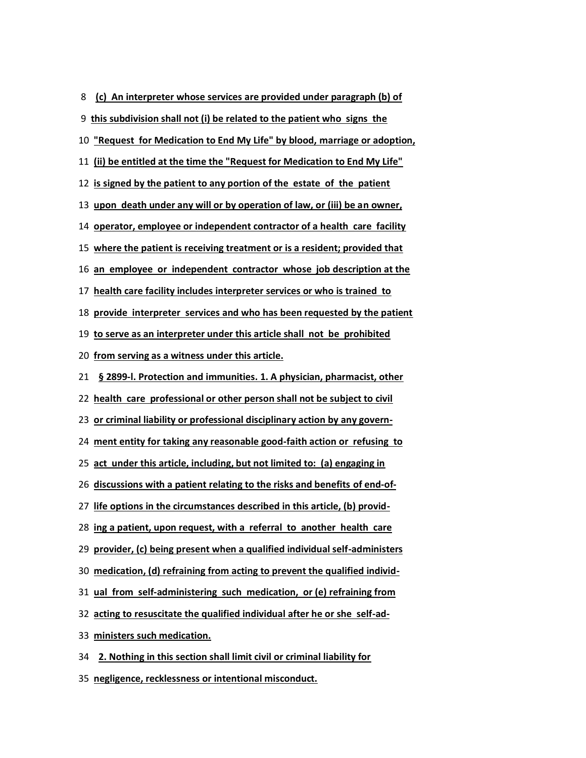8 **(c) An interpreter whose services are provided under paragraph (b) of**

9 **this subdivision shall not (i) be related to the patient who signs the**

10 **"Request for Medication to End My Life" by blood, marriage or adoption,**

11 **(ii) be entitled at the time the "Request for Medication to End My Life"**

12 **is signed by the patient to any portion of the estate of the patient**

13 **upon death under any will or by operation of law, or (iii) be an owner,**

14 **operator, employee or independent contractor of a health care facility**

15 **where the patient is receiving treatment or is a resident; provided that**

16 **an employee or independent contractor whose job description at the**

17 **health care facility includes interpreter services or who is trained to**

18 **provide interpreter services and who has been requested by the patient**

19 **to serve as an interpreter under this article shall not be prohibited**

20 **from serving as a witness under this article.**

21 **§ 2899-l. Protection and immunities. 1. A physician, pharmacist, other**

22 **health care professional or other person shall not be subject to civil**

23 **or criminal liability or professional disciplinary action by any govern-**

24 **ment entity for taking any reasonable good-faith action or refusing to**

25 **act under this article, including, but not limited to: (a) engaging in**

26 **discussions with a patient relating to the risks and benefits of end-of-**

27 **life options in the circumstances described in this article, (b) provid-**

28 **ing a patient, upon request, with a referral to another health care**

29 **provider, (c) being present when a qualified individual self-administers**

30 **medication, (d) refraining from acting to prevent the qualified individ-**

31 **ual from self-administering such medication, or (e) refraining from**

32 **acting to resuscitate the qualified individual after he or she self-ad-**

33 **ministers such medication.**

34 **2. Nothing in this section shall limit civil or criminal liability for**

35 **negligence, recklessness or intentional misconduct.**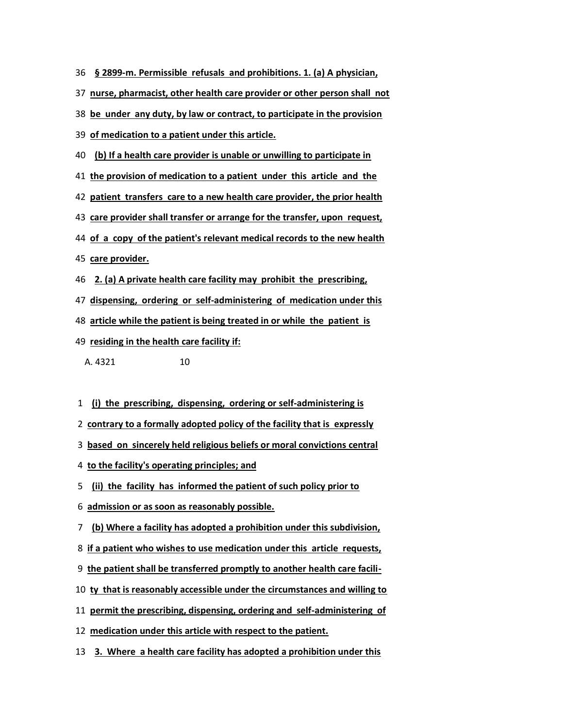**§ 2899-m. Permissible refusals and prohibitions. 1. (a) A physician, nurse, pharmacist, other health care provider or other person shall not be under any duty, by law or contract, to participate in the provision of medication to a patient under this article.**

**(b) If a health care provider is unable or unwilling to participate in the provision of medication to a patient under this article and the patient transfers care to a new health care provider, the prior health care provider shall transfer or arrange for the transfer, upon request, of a copy of the patient's relevant medical records to the new health care provider.**

**2. (a) A private health care facility may prohibit the prescribing, dispensing, ordering or self-administering of medication under this article while the patient is being treated in or while the patient is residing in the health care facility if:**

**(i) the prescribing, dispensing, ordering or self-administering is contrary to a formally adopted policy of the facility that is expressly based on sincerely held religious beliefs or moral convictions central to the facility's operating principles; and**

**(ii) the facility has informed the patient of such policy prior to admission or as soon as reasonably possible.**

**(b) Where a facility has adopted a prohibition under this subdivision, if a patient who wishes to use medication under this article requests, the patient shall be transferred promptly to another health care facility that is reasonably accessible under the circumstances and willing to permit the prescribing, dispensing, ordering and self-administering of medication under this article with respect to the patient.**

**3. Where a health care facility has adopted a prohibition under this**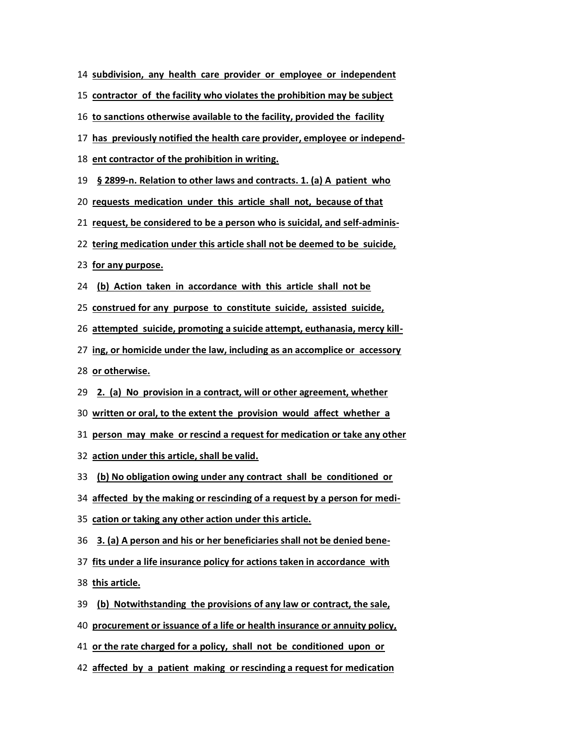14 subdivision, any health care provider or employee or independent

15 contractor of the facility who violates the prohibition may be subject

16 to sanctions otherwise available to the facility, provided the facility

17 has previously notified the health care provider, employee or independ-

18 ent contractor of the prohibition in writing.

19 § 2899-n. Relation to other laws and contracts. 1. (a) A patient who

20 requests medication under this article shall not, because of that

21 request, be considered to be a person who is suicidal, and self-adminis-

22 tering medication under this article shall not be deemed to be suicide,

23 for any purpose.

24 (b) Action taken in accordance with this article shall not be

25 construed for any purpose to constitute suicide, assisted suicide,

26 attempted suicide, promoting a suicide attempt, euthanasia, mercy kill-

27 ing, or homicide under the law, including as an accomplice or accessory

28 or otherwise.

29 2. (a) No provision in a contract, will or other agreement, whether

30 written or oral, to the extent the provision would affect whether a

31 person may make or rescind a request for medication or take any other

32 action under this article, shall be valid.

33 (b) No obligation owing under any contract shall be conditioned or

34 affected by the making or rescinding of a request by a person for medi-

35 cation or taking any other action under this article.

36 3. (a) A person and his or her beneficiaries shall not be denied bene-

37 fits under a life insurance policy for actions taken in accordance with

38 this article.

39 (b) Notwithstanding the provisions of any law or contract, the sale,

40 procurement or issuance of a life or health insurance or annuity policy,

41 or the rate charged for a policy, shall not be conditioned upon or

42 affected by a patient making or rescinding a request for medication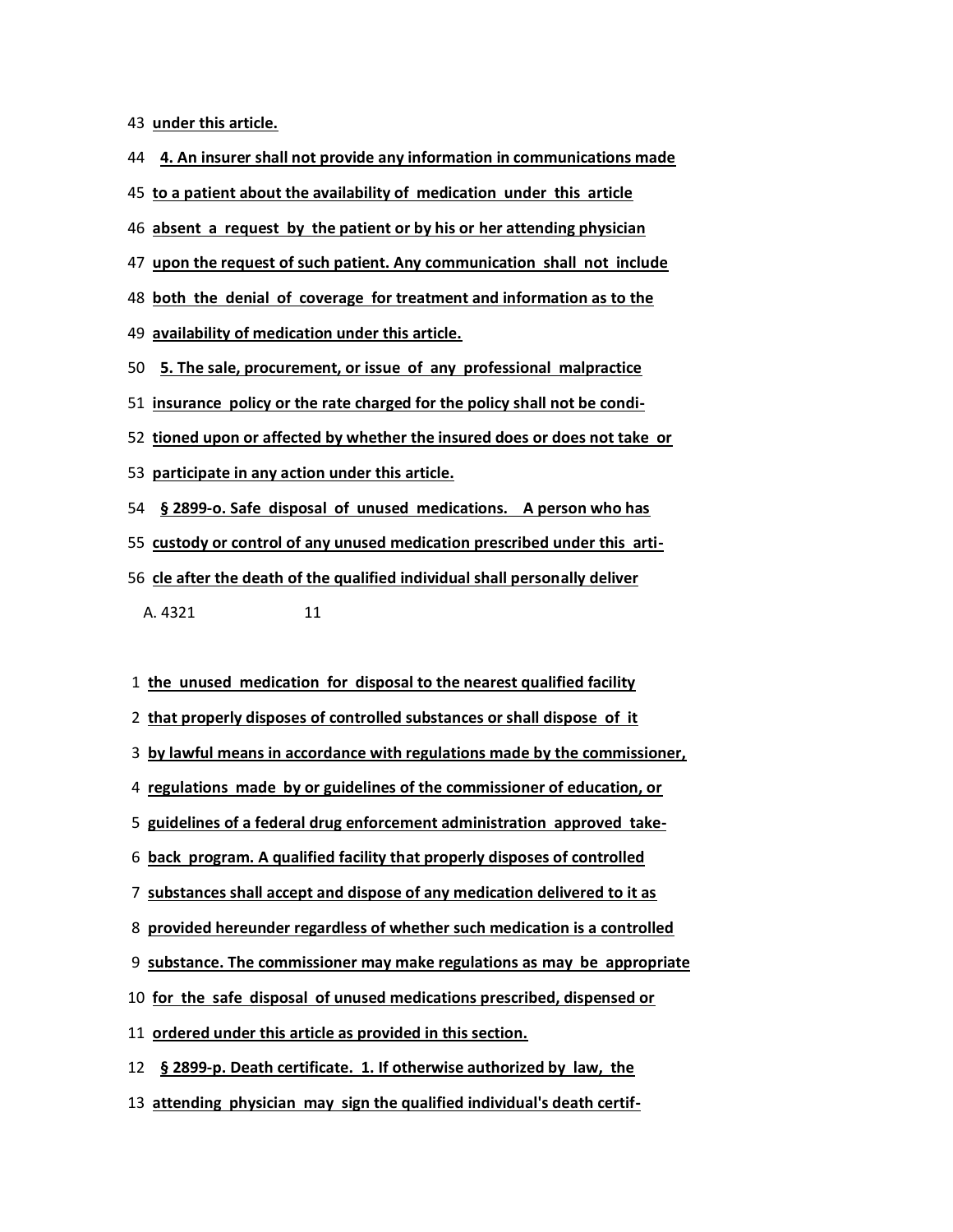43 **under this article.**

44 **4. An insurer shall not provide any information in communications made**

45 **to a patient about the availability of medication under this article**

46 **absent a request by the patient or by his or her attending physician**

47 **upon the request of such patient. Any communication shall not include**

48 **both the denial of coverage for treatment and information as to the**

49 **availability of medication under this article.**

50 **5. The sale, procurement, or issue of any professional malpractice**

51 **insurance policy or the rate charged for the policy shall not be condi-**

52 **tioned upon or affected by whether the insured does or does not take or**

53 **participate in any action under this article.**

54 **§ 2899-o. Safe disposal of unused medications. A person who has**

55 **custody or control of any unused medication prescribed under this arti-**

56 **cle after the death of the qualified individual shall personally deliver**

1 **the unused medication for disposal to the nearest qualified facility**

2 **that properly disposes of controlled substances or shall dispose of it**

3 **by lawful means in accordance with regulations made by the commissioner,**

4 **regulations made by or guidelines of the commissioner of education, or**

5 **guidelines of a federal drug enforcement administration approved take-**

6 **back program. A qualified facility that properly disposes of controlled**

7 **substances shall accept and dispose of any medication delivered to it as**

8 **provided hereunder regardless of whether such medication is a controlled**

9 **substance. The commissioner may make regulations as may be appropriate**

10 **for the safe disposal of unused medications prescribed, dispensed or**

11 **ordered under this article as provided in this section.**

12 **§ 2899-p. Death certificate. 1. If otherwise authorized by law, the**

13 **attending physician may sign the qualified individual's death certif-**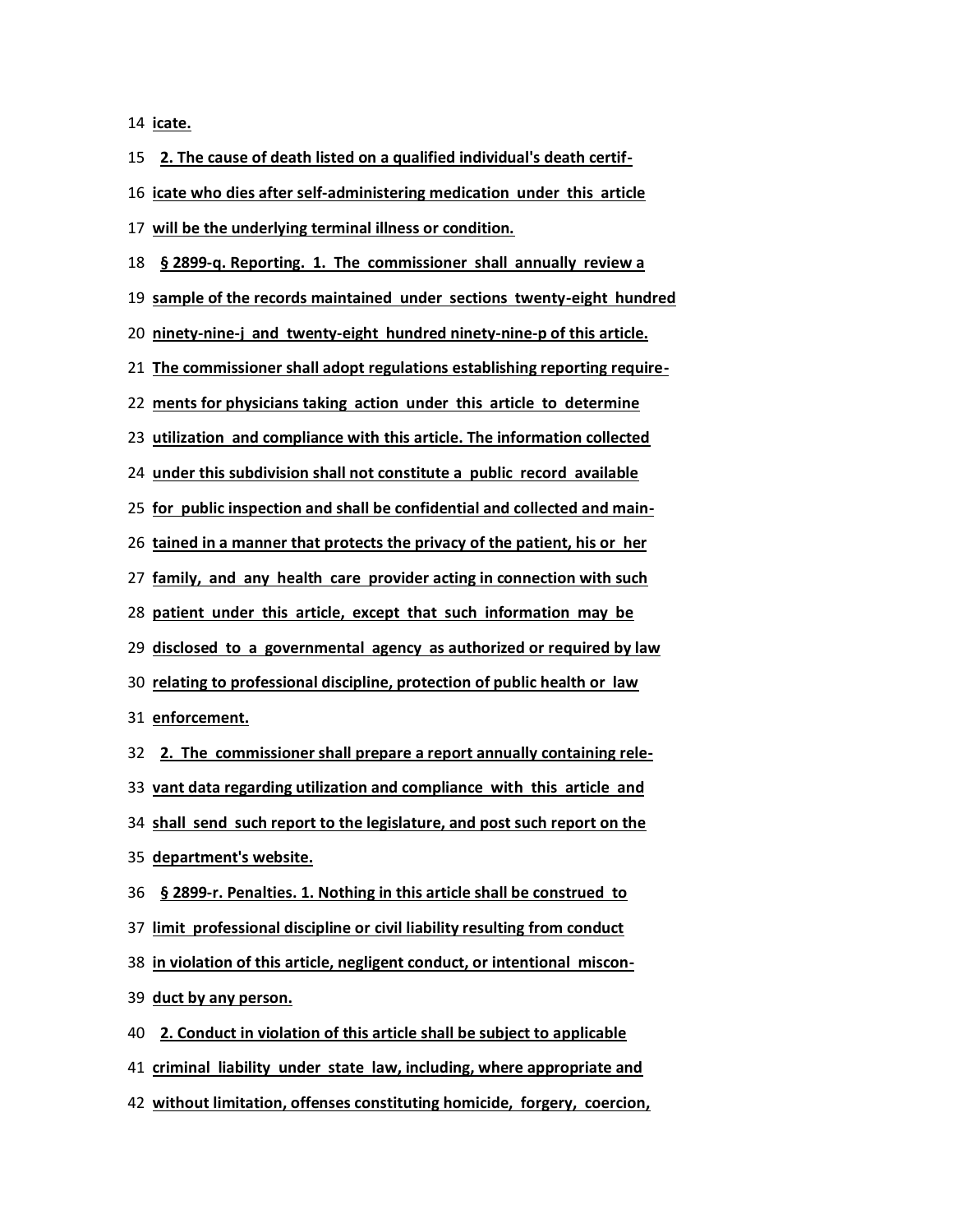icate.

2. The cause of death listed on a qualified individual's death certificate who dies after self-administering medication under this article will be the underlying terminal illness or condition.

§ 2899-q. Reporting. 1. The commissioner shall annually review a sample of the records maintained under sections twenty-eight hundred ninety-nine-j and twenty-eight hundred ninety-nine-p of this article. The commissioner shall adopt regulations establishing reporting requirements for physicians taking action under this article to determine utilization and compliance with this article. The information collected under this subdivision shall not constitute a public record available for public inspection and shall be confidential and collected and maintained in a manner that protects the privacy of the patient, his or her family, and any health care provider acting in connection with such patient under this article, except that such information may be disclosed to a governmental agency as authorized or required by law relating to professional discipline, protection of public health or law enforcement.

2. The commissioner shall prepare a report annually containing relevant data regarding utilization and compliance with this article and shall send such report to the legislature, and post such report on the department's website.

§ 2899-r. Penalties. 1. Nothing in this article shall be construed to limit professional discipline or civil liability resulting from conduct in violation of this article, negligent conduct, or intentional misconduct by any person.

2. Conduct in violation of this article shall be subject to applicable criminal liability under state law, including, where appropriate and without limitation, offenses constituting homicide, forgery, coercion,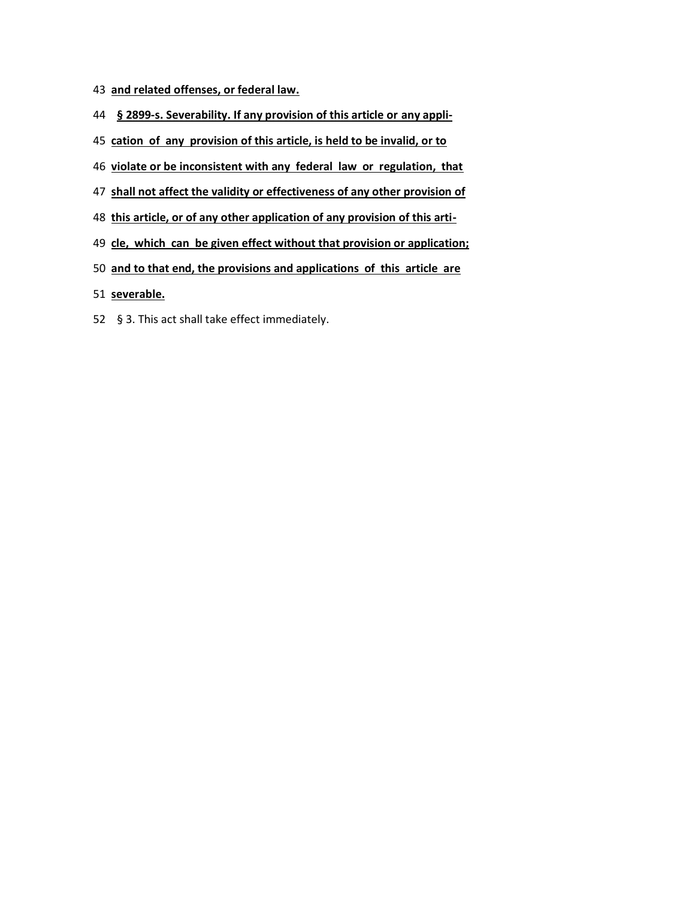43 **and related offenses, or federal law.**

44 **§ 2899-s. Severability. If any provision of this article or any appli-**

45 **cation of any provision of this article, is held to be invalid, or to**

46 **violate or be inconsistent with any federal law or regulation, that**

47 **shall not affect the validity or effectiveness of any other provision of**

48 **this article, or of any other application of any provision of this arti-**

49 **cle, which can be given effect without that provision or application;**

50 **and to that end, the provisions and applications of this article are**

51 **severable.**

52 § 3. This act shall take effect immediately.